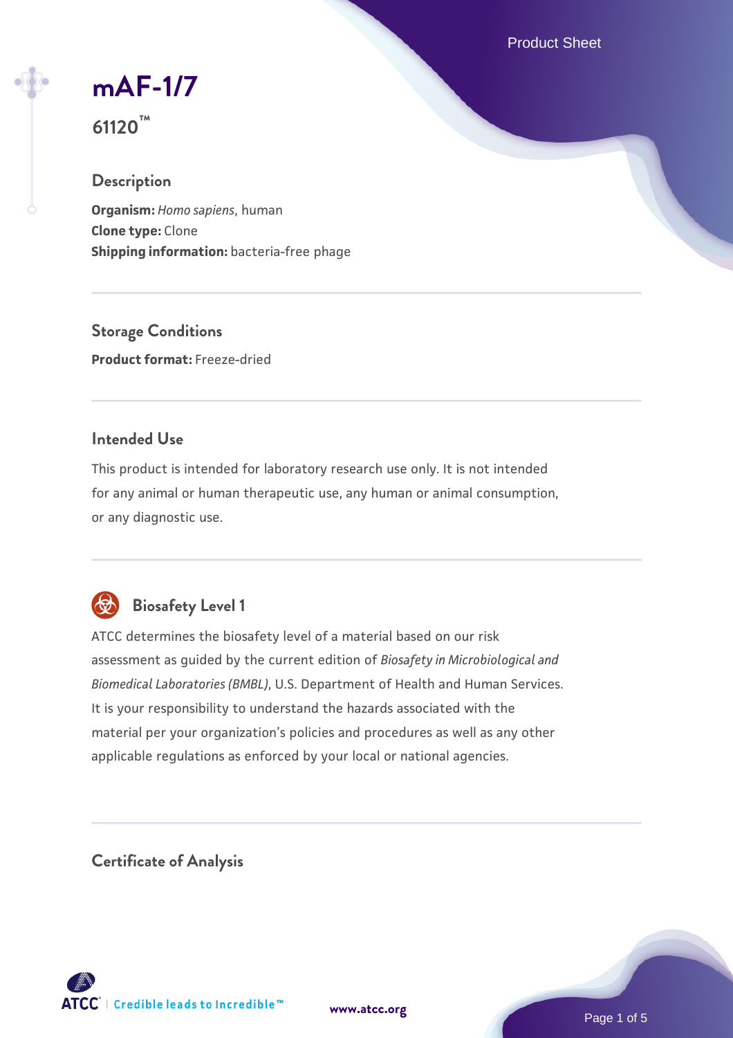# mAF-1/7

**61120™**

## Description

**Organism:** *Homo sapiens*, human
**Clone type:** Clone
**Shipping information:** bacteria-free phage

## Storage Conditions

**Product format:** Freeze-dried

## Intended Use

This product is intended for laboratory research use only. It is not intended for any animal or human therapeutic use, any human or animal consumption, or any diagnostic use.

## Biosafety Level 1

ATCC determines the biosafety level of a material based on our risk assessment as guided by the current edition of *Biosafety in Microbiological and Biomedical Laboratories (BMBL)*, U.S. Department of Health and Human Services. It is your responsibility to understand the hazards associated with the material per your organization's policies and procedures as well as any other applicable regulations as enforced by your local or national agencies.

## Certificate of Analysis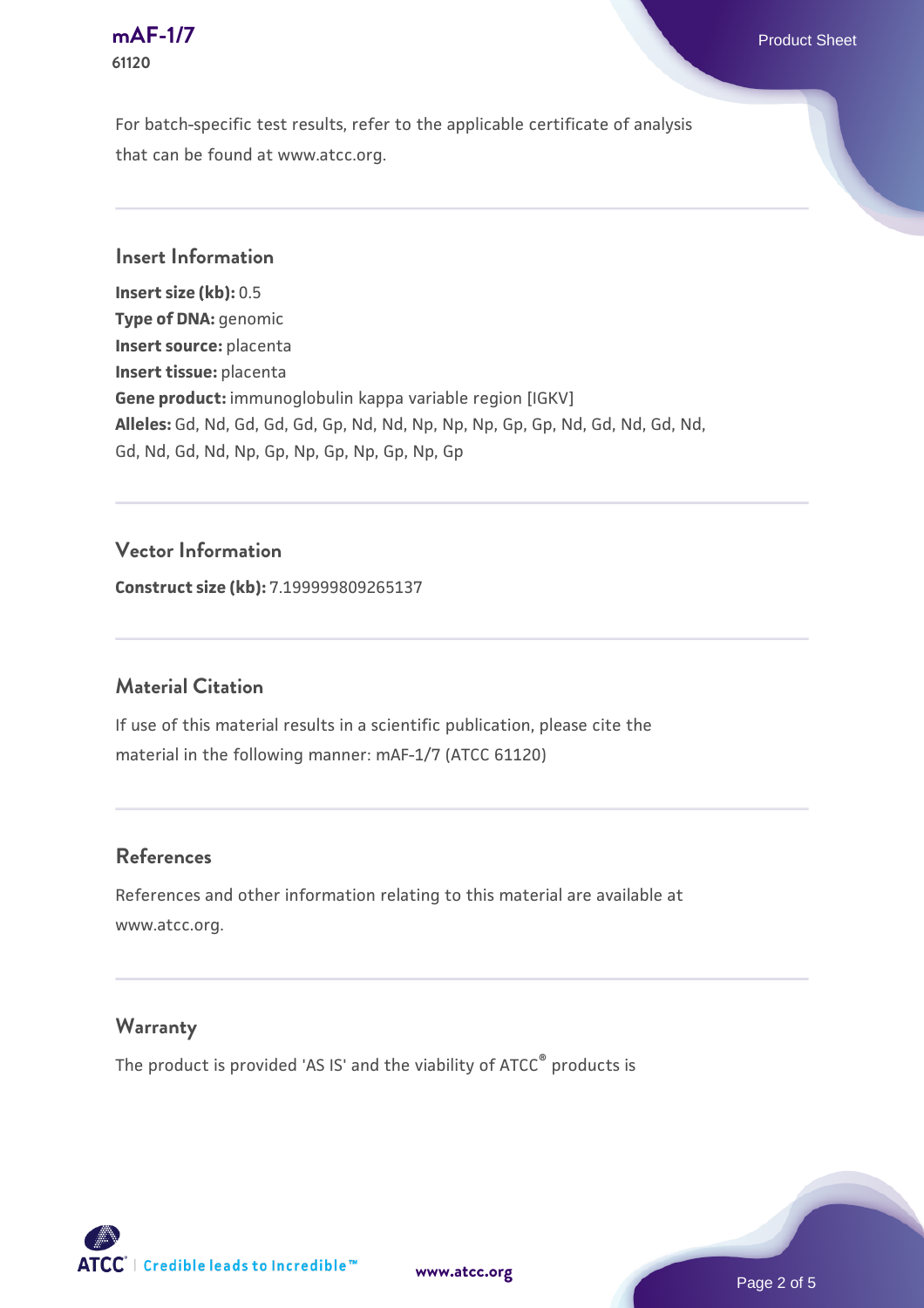For batch-specific test results, refer to the applicable certificate of analysis that can be found at www.atcc.org.

## Insert Information

**Insert size (kb):** 0.5
**Type of DNA:** genomic
**Insert source:** placenta
**Insert tissue:** placenta
**Gene product:** immunoglobulin kappa variable region [IGKV]
**Alleles:** Gd, Nd, Gd, Gd, Gd, Gp, Nd, Nd, Np, Np, Np, Gp, Gp, Nd, Gd, Nd, Gd, Nd, Gd, Nd, Gd, Nd, Np, Gp, Np, Gp, Np, Gp, Np, Gp

## Vector Information

**Construct size (kb):** 7.199999809265137

## Material Citation

If use of this material results in a scientific publication, please cite the material in the following manner: mAF-1/7 (ATCC 61120)

## References

References and other information relating to this material are available at www.atcc.org.

## Warranty

The product is provided 'AS IS' and the viability of ATCC® products is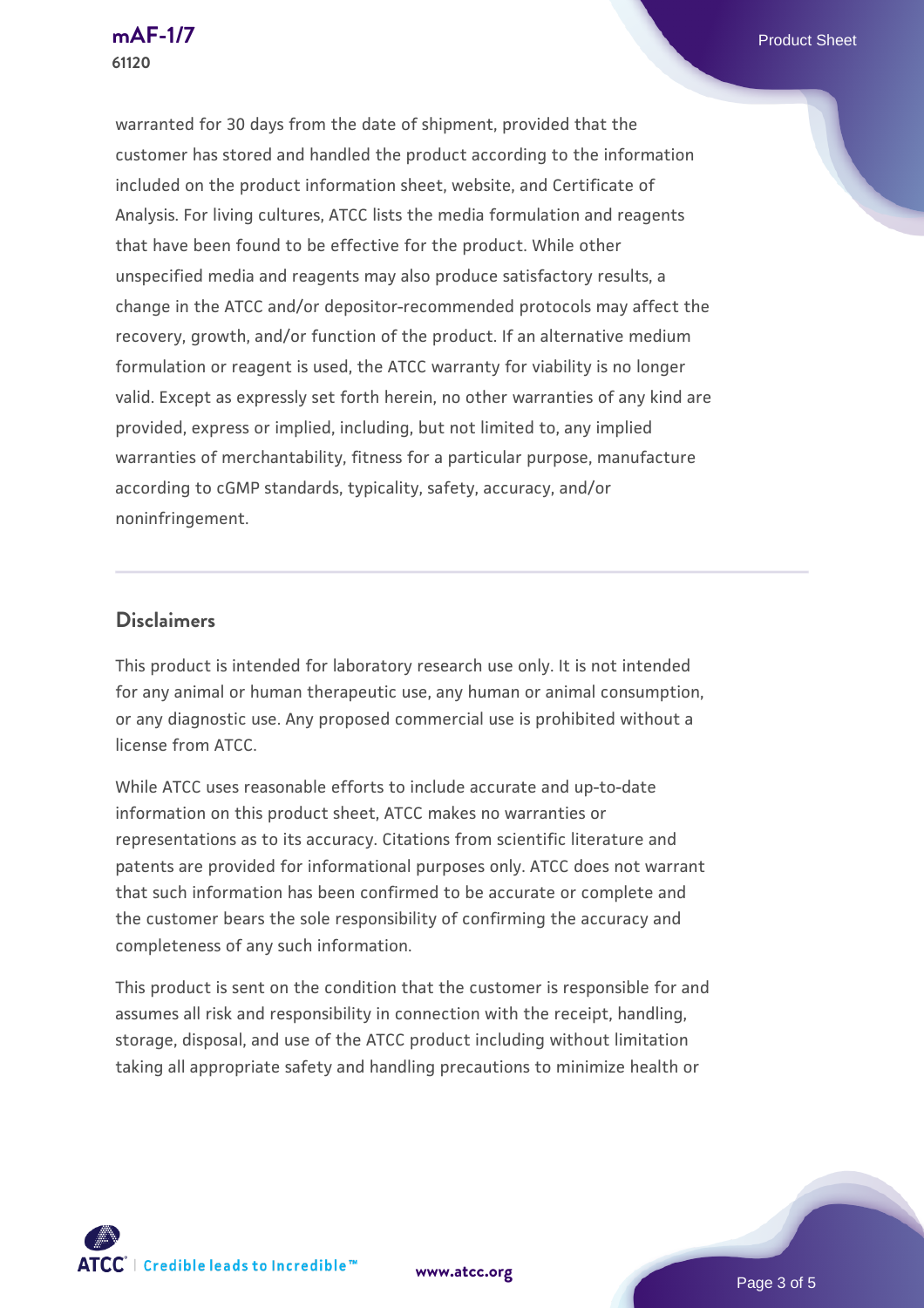warranted for 30 days from the date of shipment, provided that the customer has stored and handled the product according to the information included on the product information sheet, website, and Certificate of Analysis. For living cultures, ATCC lists the media formulation and reagents that have been found to be effective for the product. While other unspecified media and reagents may also produce satisfactory results, a change in the ATCC and/or depositor-recommended protocols may affect the recovery, growth, and/or function of the product. If an alternative medium formulation or reagent is used, the ATCC warranty for viability is no longer valid. Except as expressly set forth herein, no other warranties of any kind are provided, express or implied, including, but not limited to, any implied warranties of merchantability, fitness for a particular purpose, manufacture according to cGMP standards, typicality, safety, accuracy, and/or noninfringement.

## Disclaimers

This product is intended for laboratory research use only. It is not intended for any animal or human therapeutic use, any human or animal consumption, or any diagnostic use. Any proposed commercial use is prohibited without a license from ATCC.

While ATCC uses reasonable efforts to include accurate and up-to-date information on this product sheet, ATCC makes no warranties or representations as to its accuracy. Citations from scientific literature and patents are provided for informational purposes only. ATCC does not warrant that such information has been confirmed to be accurate or complete and the customer bears the sole responsibility of confirming the accuracy and completeness of any such information.

This product is sent on the condition that the customer is responsible for and assumes all risk and responsibility in connection with the receipt, handling, storage, disposal, and use of the ATCC product including without limitation taking all appropriate safety and handling precautions to minimize health or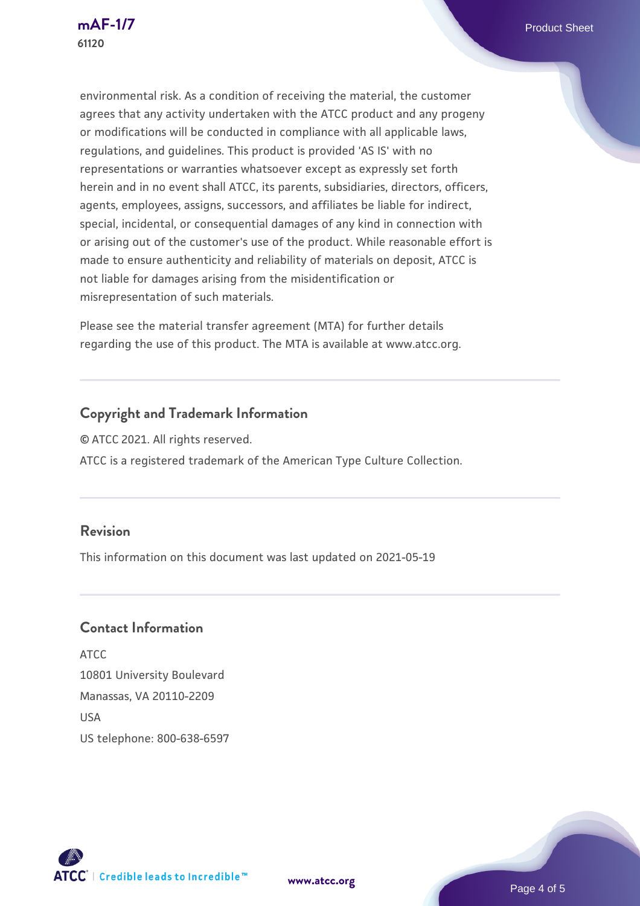environmental risk. As a condition of receiving the material, the customer agrees that any activity undertaken with the ATCC product and any progeny or modifications will be conducted in compliance with all applicable laws, regulations, and guidelines. This product is provided 'AS IS' with no representations or warranties whatsoever except as expressly set forth herein and in no event shall ATCC, its parents, subsidiaries, directors, officers, agents, employees, assigns, successors, and affiliates be liable for indirect, special, incidental, or consequential damages of any kind in connection with or arising out of the customer's use of the product. While reasonable effort is made to ensure authenticity and reliability of materials on deposit, ATCC is not liable for damages arising from the misidentification or misrepresentation of such materials.

Please see the material transfer agreement (MTA) for further details regarding the use of this product. The MTA is available at www.atcc.org.

## Copyright and Trademark Information

© ATCC 2021. All rights reserved.

ATCC is a registered trademark of the American Type Culture Collection.

## Revision

This information on this document was last updated on 2021-05-19

## Contact Information

ATCC
10801 University Boulevard
Manassas, VA 20110-2209
USA
US telephone: 800-638-6597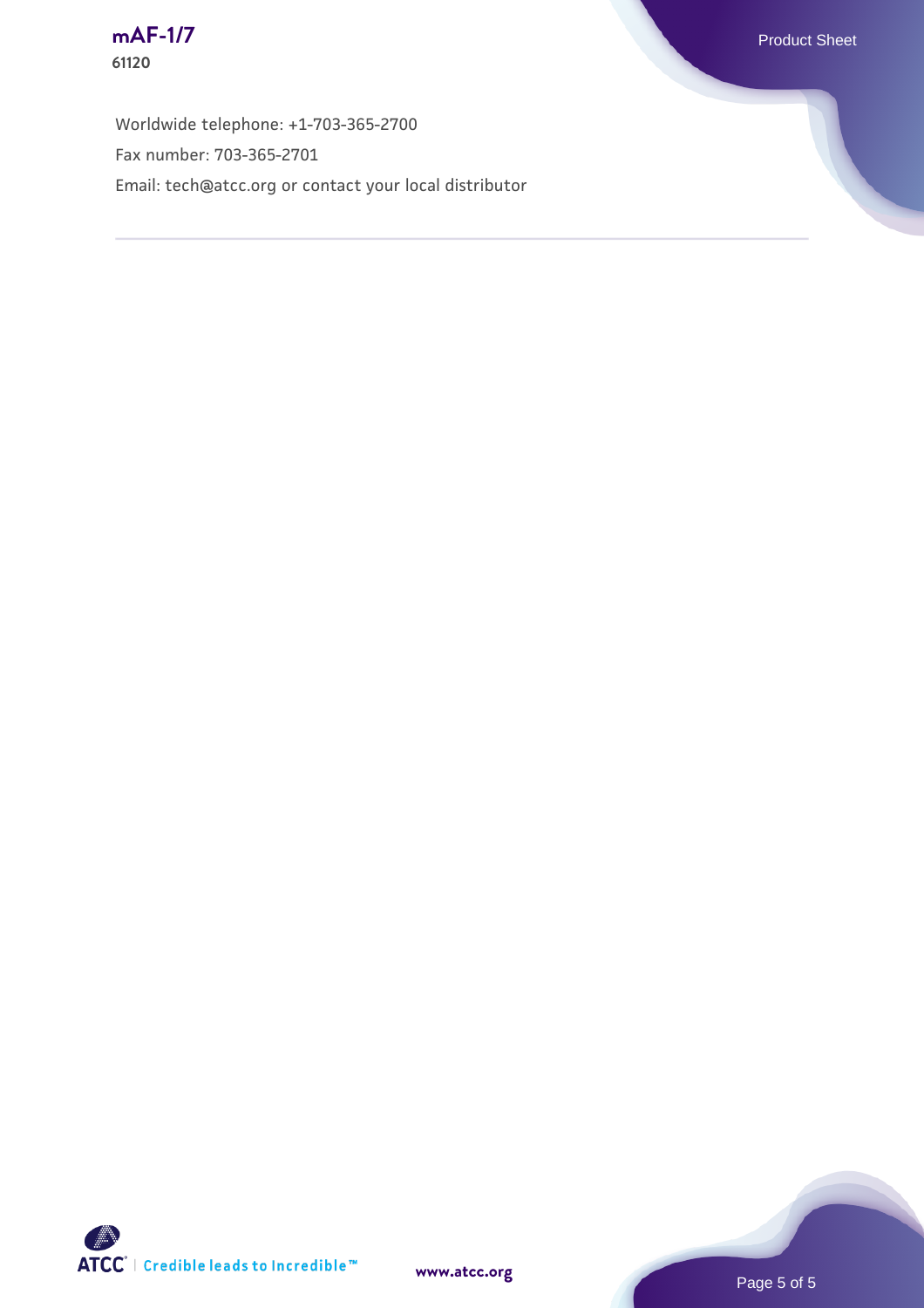Worldwide telephone: +1-703-365-2700

Fax number: 703-365-2701

Email: tech@atcc.org or contact your local distributor